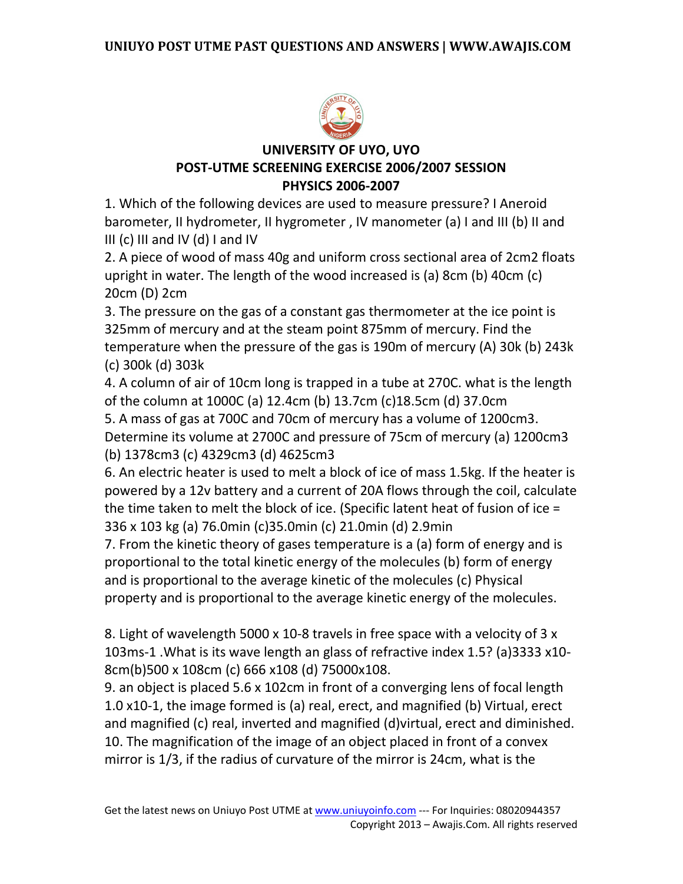# UNIVERSITY OF UYO, UYO

## POST-UTME SCREENING EXERCISE 2006/2007 SESSION

## PHYSICS 2006-2007

1. Which of the following devices are used to measure pressure? I Aneroid barometer, II hydrometer, II hygrometer , IV manometer (a) I and III (b) II and III (c) III and IV (d) I and IV

2. A piece of wood of mass 40g and uniform cross sectional area of 2cm2 floats upright in water. The length of the wood increased is (a) 8cm (b) 40cm (c) 20cm (D) 2cm

3. The pressure on the gas of a constant gas thermometer at the ice point is 325mm of mercury and at the steam point 875mm of mercury. Find the temperature when the pressure of the gas is 190m of mercury (A) 30k (b) 243k (c) 300k (d) 303k

4. A column of air of 10cm long is trapped in a tube at 270C. what is the length of the column at 1000C (a) 12.4cm (b) 13.7cm (c)18.5cm (d) 37.0cm

5. A mass of gas at 700C and 70cm of mercury has a volume of 1200cm3. Determine its volume at 2700C and pressure of 75cm of mercury (a) 1200cm3 (b) 1378cm3 (c) 4329cm3 (d) 4625cm3

6. An electric heater is used to melt a block of ice of mass 1.5kg. If the heater is powered by a 12v battery and a current of 20A flows through the coil, calculate the time taken to melt the block of ice. (Specific latent heat of fusion of ice = 336 x 103 kg (a) 76.0min (c)35.0min (c) 21.0min (d) 2.9min

7. From the kinetic theory of gases temperature is a (a) form of energy and is proportional to the total kinetic energy of the molecules (b) form of energy and is proportional to the average kinetic of the molecules (c) Physical property and is proportional to the average kinetic energy of the molecules.

8. Light of wavelength 5000 x 10-8 travels in free space with a velocity of 3 x 103ms-1 .What is its wave length an glass of refractive index 1.5? (a)3333 x10-8cm(b)500 x 108cm (c) 666 x108 (d) 75000x108.

9. an object is placed 5.6 x 102cm in front of a converging lens of focal length 1.0 x10-1, the image formed is (a) real, erect, and magnified (b) Virtual, erect and magnified (c) real, inverted and magnified (d)virtual, erect and diminished.

10. The magnification of the image of an object placed in front of a convex mirror is 1/3, if the radius of curvature of the mirror is 24cm, what is the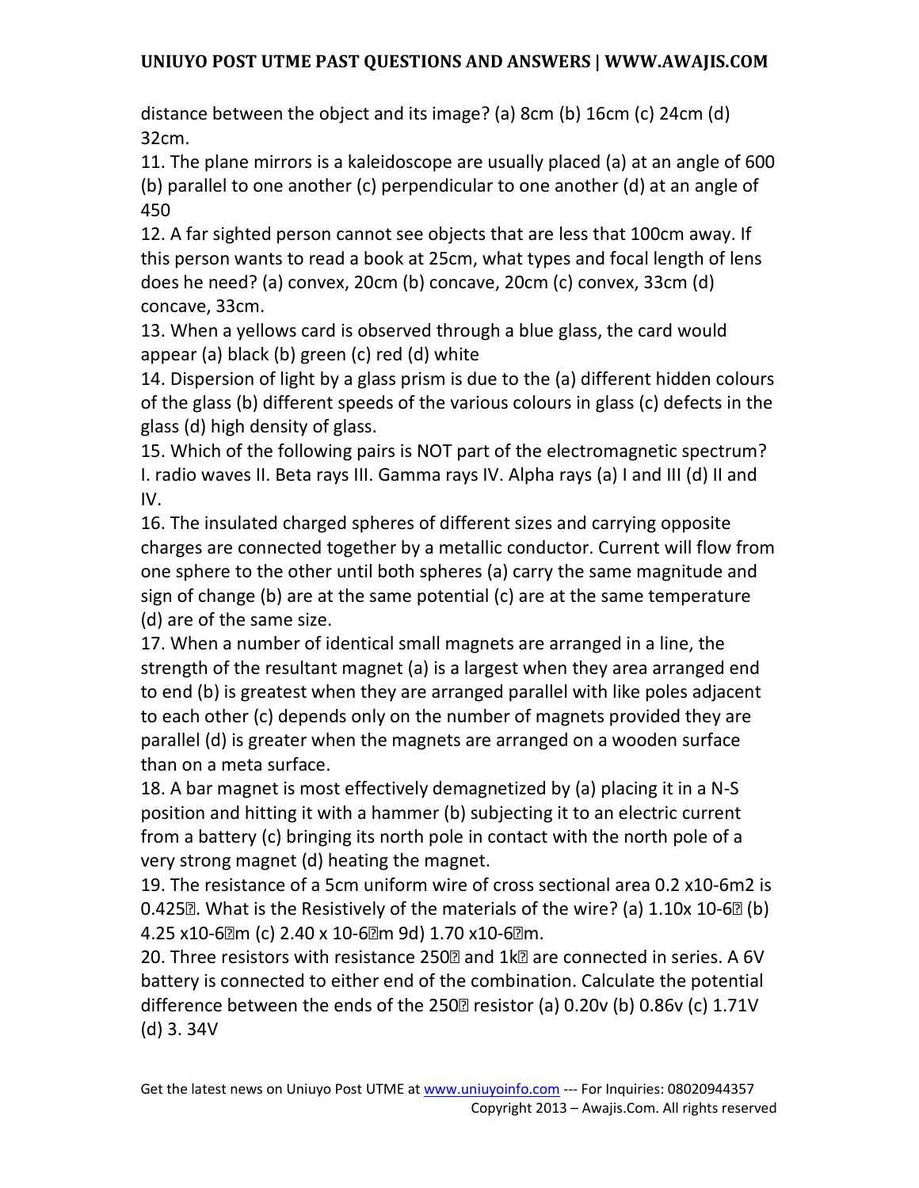distance between the object and its image? (a) 8cm (b) 16cm (c) 24cm (d) 32cm.

11. The plane mirrors is a kaleidoscope are usually placed (a) at an angle of 600 (b) parallel to one another (c) perpendicular to one another (d) at an angle of 450

12. A far sighted person cannot see objects that are less that 100cm away. If this person wants to read a book at 25cm, what types and focal length of lens does he need? (a) convex, 20cm (b) concave, 20cm (c) convex, 33cm (d) concave, 33cm.

13. When a yellows card is observed through a blue glass, the card would appear (a) black (b) green (c) red (d) white

14. Dispersion of light by a glass prism is due to the (a) different hidden colours of the glass (b) different speeds of the various colours in glass (c) defects in the glass (d) high density of glass.

15. Which of the following pairs is NOT part of the electromagnetic spectrum? I. radio waves II. Beta rays III. Gamma rays IV. Alpha rays (a) I and III (d) II and IV.

16. The insulated charged spheres of different sizes and carrying opposite charges are connected together by a metallic conductor. Current will flow from one sphere to the other until both spheres (a) carry the same magnitude and sign of change (b) are at the same potential (c) are at the same temperature (d) are of the same size.

17. When a number of identical small magnets are arranged in a line, the strength of the resultant magnet (a) is a largest when they area arranged end to end (b) is greatest when they are arranged parallel with like poles adjacent to each other (c) depends only on the number of magnets provided they are parallel (d) is greater when the magnets are arranged on a wooden surface than on a meta surface.

18. A bar magnet is most effectively demagnetized by (a) placing it in a N-S position and hitting it with a hammer (b) subjecting it to an electric current from a battery (c) bringing its north pole in contact with the north pole of a very strong magnet (d) heating the magnet.

19. The resistance of a 5cm uniform wire of cross sectional area 0.2 x10-6m2 is 0.425Ω. What is the Resistively of the materials of the wire? (a) 1.10x 10-6Ω (b) 4.25 x10-6Ωm (c) 2.40 x 10-6Ωm 9d) 1.70 x10-6Ωm.

20. Three resistors with resistance 250Ω and 1kΩ are connected in series. A 6V battery is connected to either end of the combination. Calculate the potential difference between the ends of the 250Ω resistor (a) 0.20v (b) 0.86v (c) 1.71V (d) 3. 34V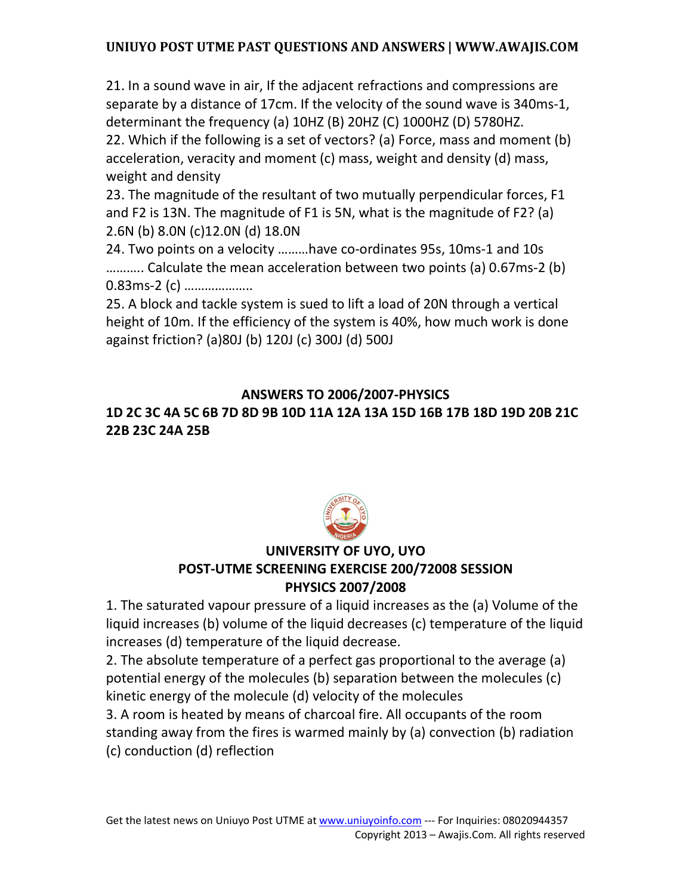21. In a sound wave in air, If the adjacent refractions and compressions are separate by a distance of 17cm. If the velocity of the sound wave is 340ms-1, determinant the frequency (a) 10HZ (B) 20HZ (C) 1000HZ (D) 5780HZ.

22. Which if the following is a set of vectors? (a) Force, mass and moment (b) acceleration, veracity and moment (c) mass, weight and density (d) mass, weight and density

23. The magnitude of the resultant of two mutually perpendicular forces, F1 and F2 is 13N. The magnitude of F1 is 5N, what is the magnitude of F2? (a) 2.6N (b) 8.0N (c)12.0N (d) 18.0N

24. Two points on a velocity ………have co-ordinates 95s, 10ms-1 and 10s ……….. Calculate the mean acceleration between two points (a) 0.67ms-2 (b) 0.83ms-2 (c) ………………..

25. A block and tackle system is sued to lift a load of 20N through a vertical height of 10m. If the efficiency of the system is 40%, how much work is done against friction? (a)80J (b) 120J (c) 300J (d) 500J

## ANSWERS TO 2006/2007-PHYSICS

**1D 2C 3C 4A 5C 6B 7D 8D 9B 10D 11A 12A 13A 15D 16B 17B 18D 19D 20B 21C 22B 23C 24A 25B**

## UNIVERSITY OF UYO, UYO
## POST-UTME SCREENING EXERCISE 200/72008 SESSION
## PHYSICS 2007/2008

1. The saturated vapour pressure of a liquid increases as the (a) Volume of the liquid increases (b) volume of the liquid decreases (c) temperature of the liquid increases (d) temperature of the liquid decrease.

2. The absolute temperature of a perfect gas proportional to the average (a) potential energy of the molecules (b) separation between the molecules (c) kinetic energy of the molecule (d) velocity of the molecules

3. A room is heated by means of charcoal fire. All occupants of the room standing away from the fires is warmed mainly by (a) convection (b) radiation (c) conduction (d) reflection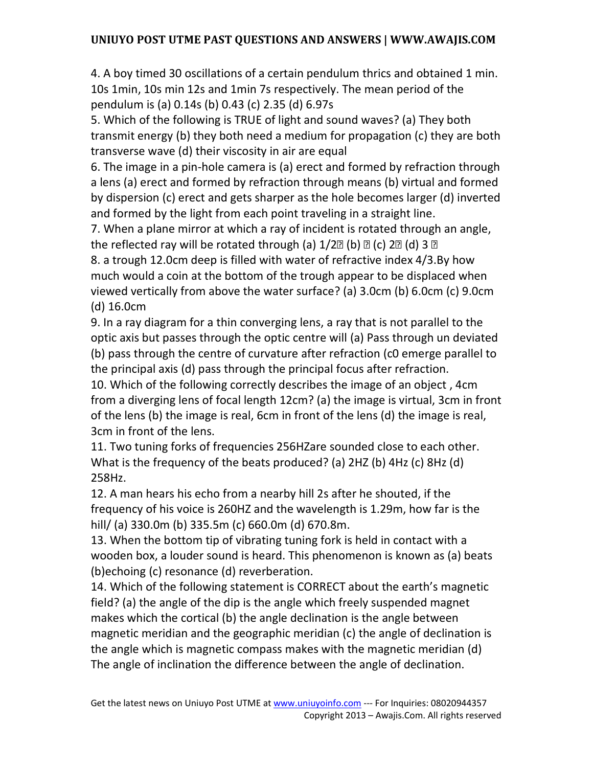4. A boy timed 30 oscillations of a certain pendulum thrics and obtained 1 min. 10s 1min, 10s min 12s and 1min 7s respectively. The mean period of the pendulum is (a) 0.14s (b) 0.43 (c) 2.35 (d) 6.97s

5. Which of the following is TRUE of light and sound waves? (a) They both transmit energy (b) they both need a medium for propagation (c) they are both transverse wave (d) their viscosity in air are equal

6. The image in a pin-hole camera is (a) erect and formed by refraction through a lens (a) erect and formed by refraction through means (b) virtual and formed by dispersion (c) erect and gets sharper as the hole becomes larger (d) inverted and formed by the light from each point traveling in a straight line.

7. When a plane mirror at which a ray of incident is rotated through an angle, the reflected ray will be rotated through (a) 1/2� (b) � (c) 2� (d) 3 �

8. a trough 12.0cm deep is filled with water of refractive index 4/3.By how much would a coin at the bottom of the trough appear to be displaced when viewed vertically from above the water surface? (a) 3.0cm (b) 6.0cm (c) 9.0cm (d) 16.0cm

9. In a ray diagram for a thin converging lens, a ray that is not parallel to the optic axis but passes through the optic centre will (a) Pass through un deviated (b) pass through the centre of curvature after refraction (c0 emerge parallel to the principal axis (d) pass through the principal focus after refraction.

10. Which of the following correctly describes the image of an object , 4cm from a diverging lens of focal length 12cm? (a) the image is virtual, 3cm in front of the lens (b) the image is real, 6cm in front of the lens (d) the image is real, 3cm in front of the lens.

11. Two tuning forks of frequencies 256HZare sounded close to each other. What is the frequency of the beats produced? (a) 2HZ (b) 4Hz (c) 8Hz (d) 258Hz.

12. A man hears his echo from a nearby hill 2s after he shouted, if the frequency of his voice is 260HZ and the wavelength is 1.29m, how far is the hill/ (a) 330.0m (b) 335.5m (c) 660.0m (d) 670.8m.

13. When the bottom tip of vibrating tuning fork is held in contact with a wooden box, a louder sound is heard. This phenomenon is known as (a) beats (b)echoing (c) resonance (d) reverberation.

14. Which of the following statement is CORRECT about the earth's magnetic field? (a) the angle of the dip is the angle which freely suspended magnet makes which the cortical (b) the angle declination is the angle between magnetic meridian and the geographic meridian (c) the angle of declination is the angle which is magnetic compass makes with the magnetic meridian (d) The angle of inclination the difference between the angle of declination.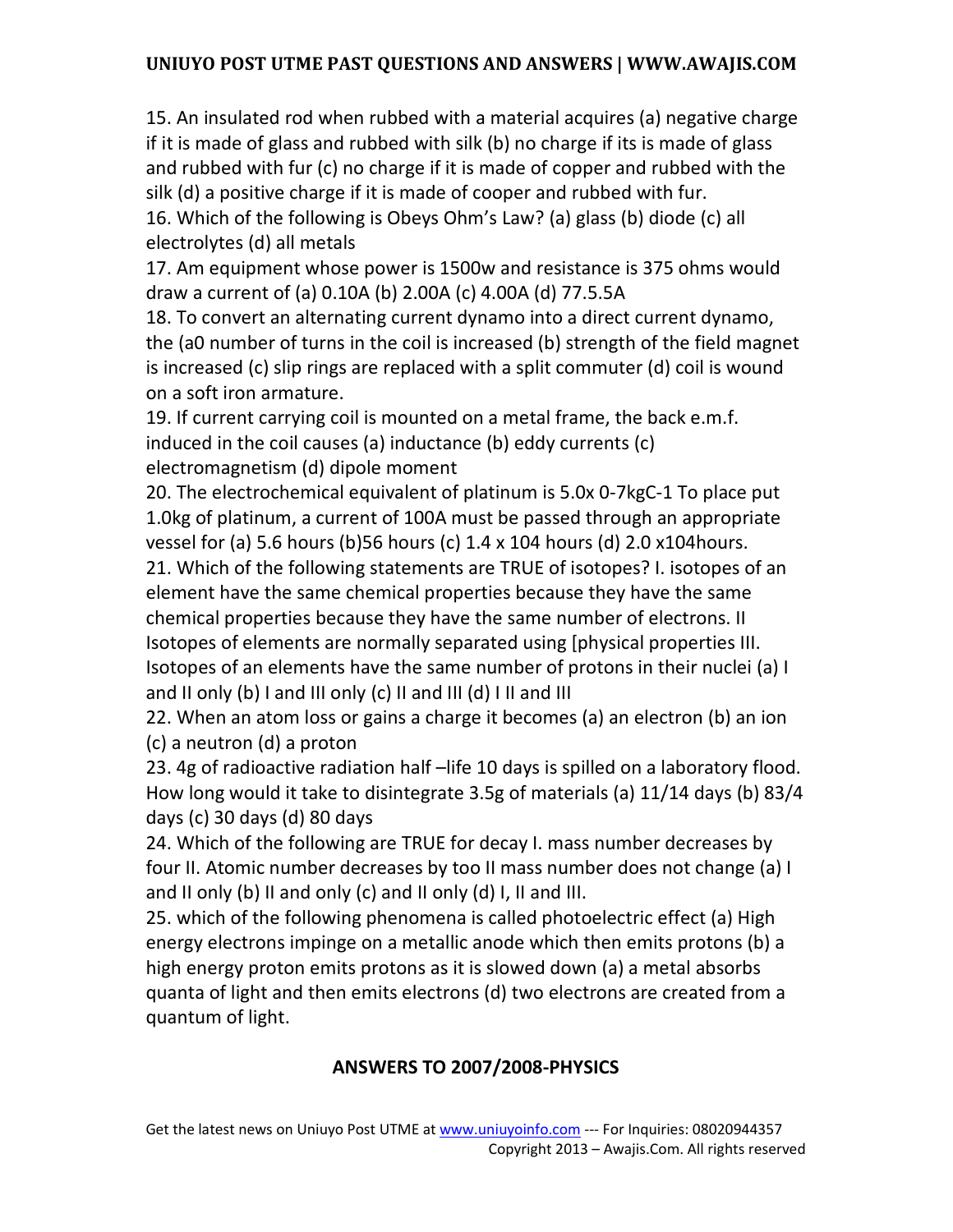15. An insulated rod when rubbed with a material acquires (a) negative charge if it is made of glass and rubbed with silk (b) no charge if its is made of glass and rubbed with fur (c) no charge if it is made of copper and rubbed with the silk (d) a positive charge if it is made of cooper and rubbed with fur.

16. Which of the following is Obeys Ohm's Law? (a) glass (b) diode (c) all electrolytes (d) all metals

17. Am equipment whose power is 1500w and resistance is 375 ohms would draw a current of (a) 0.10A (b) 2.00A (c) 4.00A (d) 77.5.5A

18. To convert an alternating current dynamo into a direct current dynamo, the (a0 number of turns in the coil is increased (b) strength of the field magnet is increased (c) slip rings are replaced with a split commuter (d) coil is wound on a soft iron armature.

19. If current carrying coil is mounted on a metal frame, the back e.m.f. induced in the coil causes (a) inductance (b) eddy currents (c) electromagnetism (d) dipole moment

20. The electrochemical equivalent of platinum is 5.0x 0-7kgC-1 To place put 1.0kg of platinum, a current of 100A must be passed through an appropriate vessel for (a) 5.6 hours (b)56 hours (c) 1.4 x 104 hours (d) 2.0 x104hours.

21. Which of the following statements are TRUE of isotopes? I. isotopes of an element have the same chemical properties because they have the same chemical properties because they have the same number of electrons. II Isotopes of elements are normally separated using [physical properties III. Isotopes of an elements have the same number of protons in their nuclei (a) I and II only (b) I and III only (c) II and III (d) I II and III

22. When an atom loss or gains a charge it becomes (a) an electron (b) an ion (c) a neutron (d) a proton

23. 4g of radioactive radiation half –life 10 days is spilled on a laboratory flood. How long would it take to disintegrate 3.5g of materials (a) 11/14 days (b) 83/4 days (c) 30 days (d) 80 days

24. Which of the following are TRUE for decay I. mass number decreases by four II. Atomic number decreases by too II mass number does not change (a) I and II only (b) II and only (c) and II only (d) I, II and III.

25. which of the following phenomena is called photoelectric effect (a) High energy electrons impinge on a metallic anode which then emits protons (b) a high energy proton emits protons as it is slowed down (a) a metal absorbs quanta of light and then emits electrons (d) two electrons are created from a quantum of light.

## ANSWERS TO 2007/2008-PHYSICS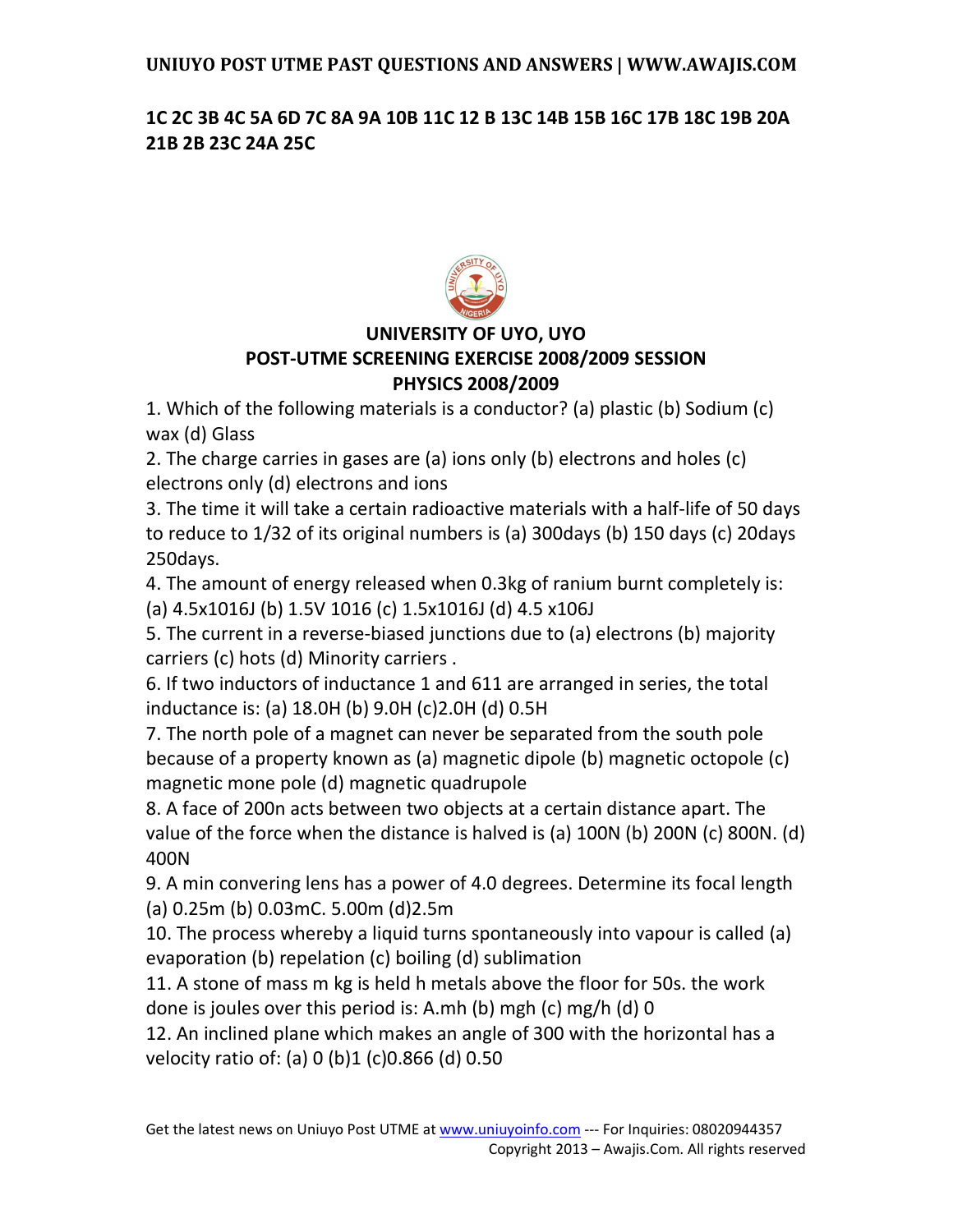**1C 2C 3B 4C 5A 6D 7C 8A 9A 10B 11C 12 B 13C 14B 15B 16C 17B 18C 19B 20A 21B 2B 23C 24A 25C**

## UNIVERSITY OF UYO, UYO
## POST-UTME SCREENING EXERCISE 2008/2009 SESSION
## PHYSICS 2008/2009

1. Which of the following materials is a conductor? (a) plastic (b) Sodium (c) wax (d) Glass

2. The charge carries in gases are (a) ions only (b) electrons and holes (c) electrons only (d) electrons and ions

3. The time it will take a certain radioactive materials with a half-life of 50 days to reduce to 1/32 of its original numbers is (a) 300days (b) 150 days (c) 20days 250days.

4. The amount of energy released when 0.3kg of ranium burnt completely is: (a) 4.5x1016J (b) 1.5V 1016 (c) 1.5x1016J (d) 4.5 x106J

5. The current in a reverse-biased junctions due to (a) electrons (b) majority carriers (c) hots (d) Minority carriers .

6. If two inductors of inductance 1 and 611 are arranged in series, the total inductance is: (a) 18.0H (b) 9.0H (c)2.0H (d) 0.5H

7. The north pole of a magnet can never be separated from the south pole because of a property known as (a) magnetic dipole (b) magnetic octopole (c) magnetic mone pole (d) magnetic quadrupole

8. A face of 200n acts between two objects at a certain distance apart. The value of the force when the distance is halved is (a) 100N (b) 200N (c) 800N. (d) 400N

9. A min convering lens has a power of 4.0 degrees. Determine its focal length (a) 0.25m (b) 0.03mC. 5.00m (d)2.5m

10. The process whereby a liquid turns spontaneously into vapour is called (a) evaporation (b) repelation (c) boiling (d) sublimation

11. A stone of mass m kg is held h metals above the floor for 50s. the work done is joules over this period is: A.mh (b) mgh (c) mg/h (d) 0

12. An inclined plane which makes an angle of 300 with the horizontal has a velocity ratio of: (a) 0 (b)1 (c)0.866 (d) 0.50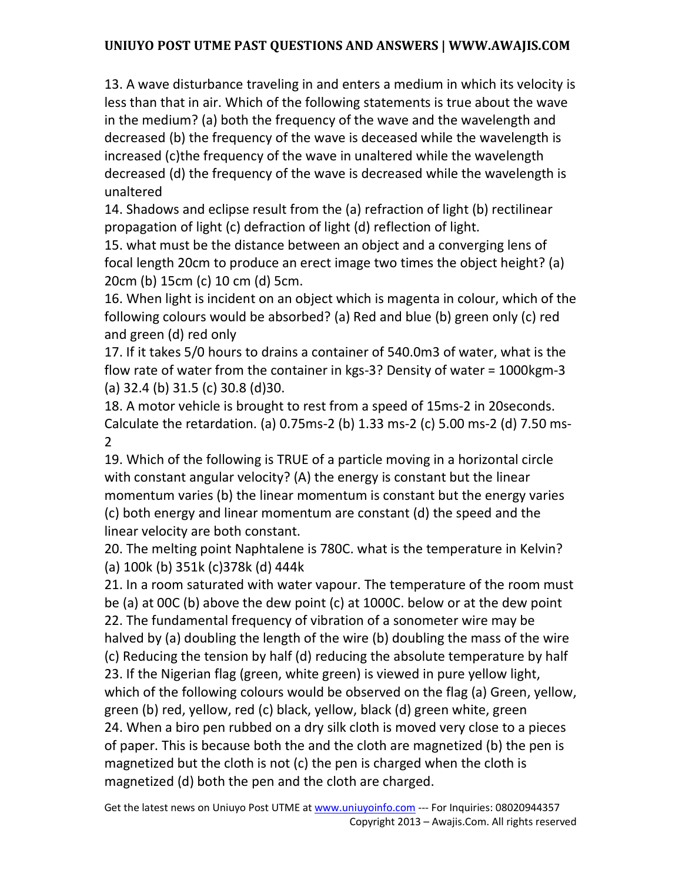13. A wave disturbance traveling in and enters a medium in which its velocity is less than that in air. Which of the following statements is true about the wave in the medium? (a) both the frequency of the wave and the wavelength and decreased (b) the frequency of the wave is deceased while the wavelength is increased (c)the frequency of the wave in unaltered while the wavelength decreased (d) the frequency of the wave is decreased while the wavelength is unaltered

14. Shadows and eclipse result from the (a) refraction of light (b) rectilinear propagation of light (c) defraction of light (d) reflection of light.

15. what must be the distance between an object and a converging lens of focal length 20cm to produce an erect image two times the object height? (a) 20cm (b) 15cm (c) 10 cm (d) 5cm.

16. When light is incident on an object which is magenta in colour, which of the following colours would be absorbed? (a) Red and blue (b) green only (c) red and green (d) red only

17. If it takes 5/0 hours to drains a container of 540.0m3 of water, what is the flow rate of water from the container in kgs-3? Density of water = 1000kgm-3 (a) 32.4 (b) 31.5 (c) 30.8 (d)30.

18. A motor vehicle is brought to rest from a speed of 15ms-2 in 20seconds. Calculate the retardation. (a) 0.75ms-2 (b) 1.33 ms-2 (c) 5.00 ms-2 (d) 7.50 ms-2

19. Which of the following is TRUE of a particle moving in a horizontal circle with constant angular velocity? (A) the energy is constant but the linear momentum varies (b) the linear momentum is constant but the energy varies (c) both energy and linear momentum are constant (d) the speed and the linear velocity are both constant.

20. The melting point Naphtalene is 780C. what is the temperature in Kelvin? (a) 100k (b) 351k (c)378k (d) 444k

21. In a room saturated with water vapour. The temperature of the room must be (a) at 00C (b) above the dew point (c) at 1000C. below or at the dew point

22. The fundamental frequency of vibration of a sonometer wire may be halved by (a) doubling the length of the wire (b) doubling the mass of the wire (c) Reducing the tension by half (d) reducing the absolute temperature by half

23. If the Nigerian flag (green, white green) is viewed in pure yellow light, which of the following colours would be observed on the flag (a) Green, yellow, green (b) red, yellow, red (c) black, yellow, black (d) green white, green

24. When a biro pen rubbed on a dry silk cloth is moved very close to a pieces of paper. This is because both the and the cloth are magnetized (b) the pen is magnetized but the cloth is not (c) the pen is charged when the cloth is magnetized (d) both the pen and the cloth are charged.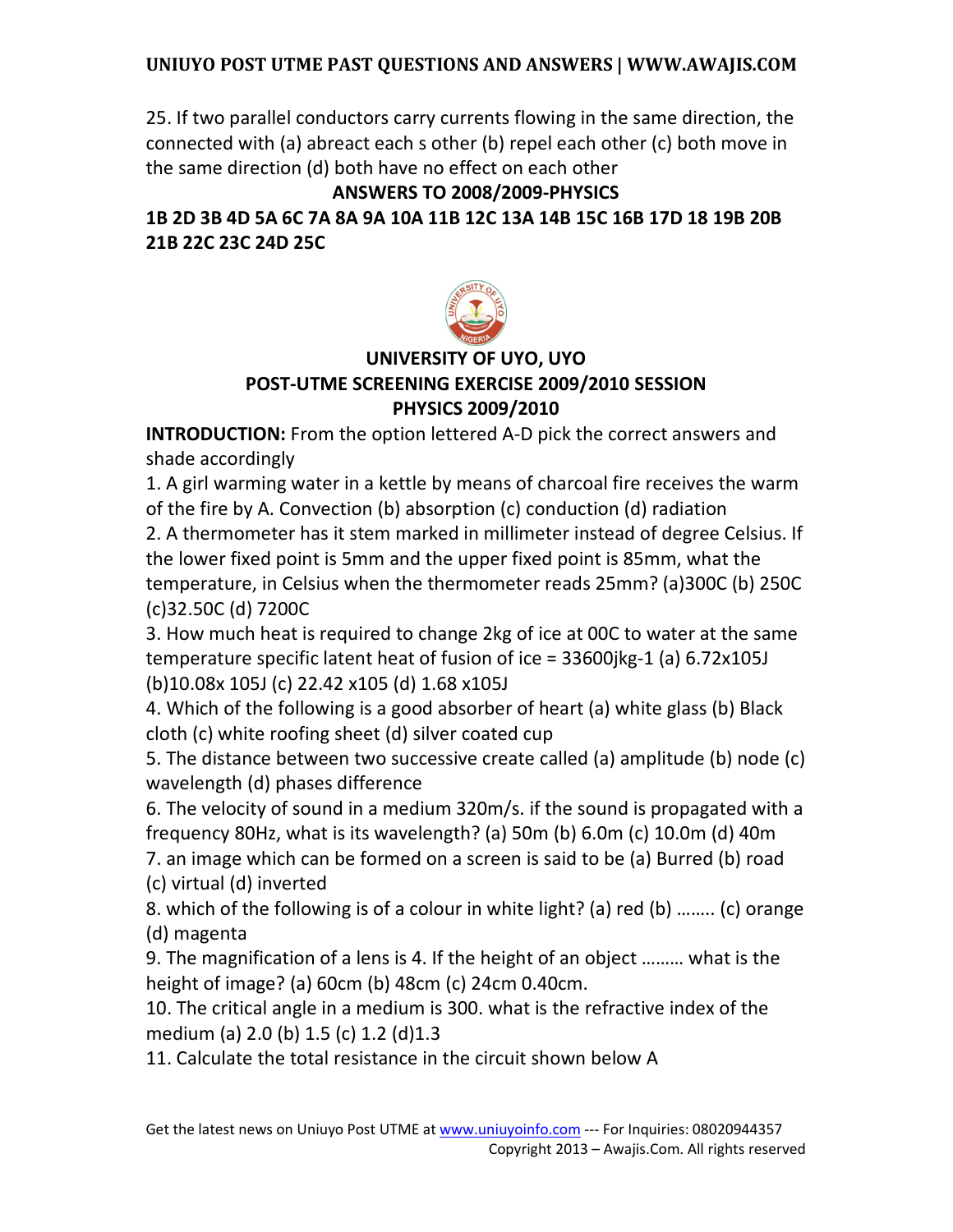25. If two parallel conductors carry currents flowing in the same direction, the connected with (a) abreact each s other (b) repel each other (c) both move in the same direction (d) both have no effect on each other

**ANSWERS TO 2008/2009-PHYSICS**

**1B 2D 3B 4D 5A 6C 7A 8A 9A 10A 11B 12C 13A 14B 15C 16B 17D 18 19B 20B 21B 22C 23C 24D 25C**

## UNIVERSITY OF UYO, UYO
## POST-UTME SCREENING EXERCISE 2009/2010 SESSION
## PHYSICS 2009/2010

**INTRODUCTION:** From the option lettered A-D pick the correct answers and shade accordingly

1. A girl warming water in a kettle by means of charcoal fire receives the warm of the fire by A. Convection (b) absorption (c) conduction (d) radiation

2. A thermometer has it stem marked in millimeter instead of degree Celsius. If the lower fixed point is 5mm and the upper fixed point is 85mm, what the temperature, in Celsius when the thermometer reads 25mm? (a)300C (b) 250C (c)32.50C (d) 7200C

3. How much heat is required to change 2kg of ice at 00C to water at the same temperature specific latent heat of fusion of ice = 33600jkg-1 (a) 6.72x105J (b)10.08x 105J (c) 22.42 x105 (d) 1.68 x105J

4. Which of the following is a good absorber of heart (a) white glass (b) Black cloth (c) white roofing sheet (d) silver coated cup

5. The distance between two successive create called (a) amplitude (b) node (c) wavelength (d) phases difference

6. The velocity of sound in a medium 320m/s. if the sound is propagated with a frequency 80Hz, what is its wavelength? (a) 50m (b) 6.0m (c) 10.0m (d) 40m

7. an image which can be formed on a screen is said to be (a) Burred (b) road (c) virtual (d) inverted

8. which of the following is of a colour in white light? (a) red (b) …….. (c) orange (d) magenta

9. The magnification of a lens is 4. If the height of an object ……… what is the height of image? (a) 60cm (b) 48cm (c) 24cm 0.40cm.

10. The critical angle in a medium is 300. what is the refractive index of the medium (a) 2.0 (b) 1.5 (c) 1.2 (d)1.3

11. Calculate the total resistance in the circuit shown below A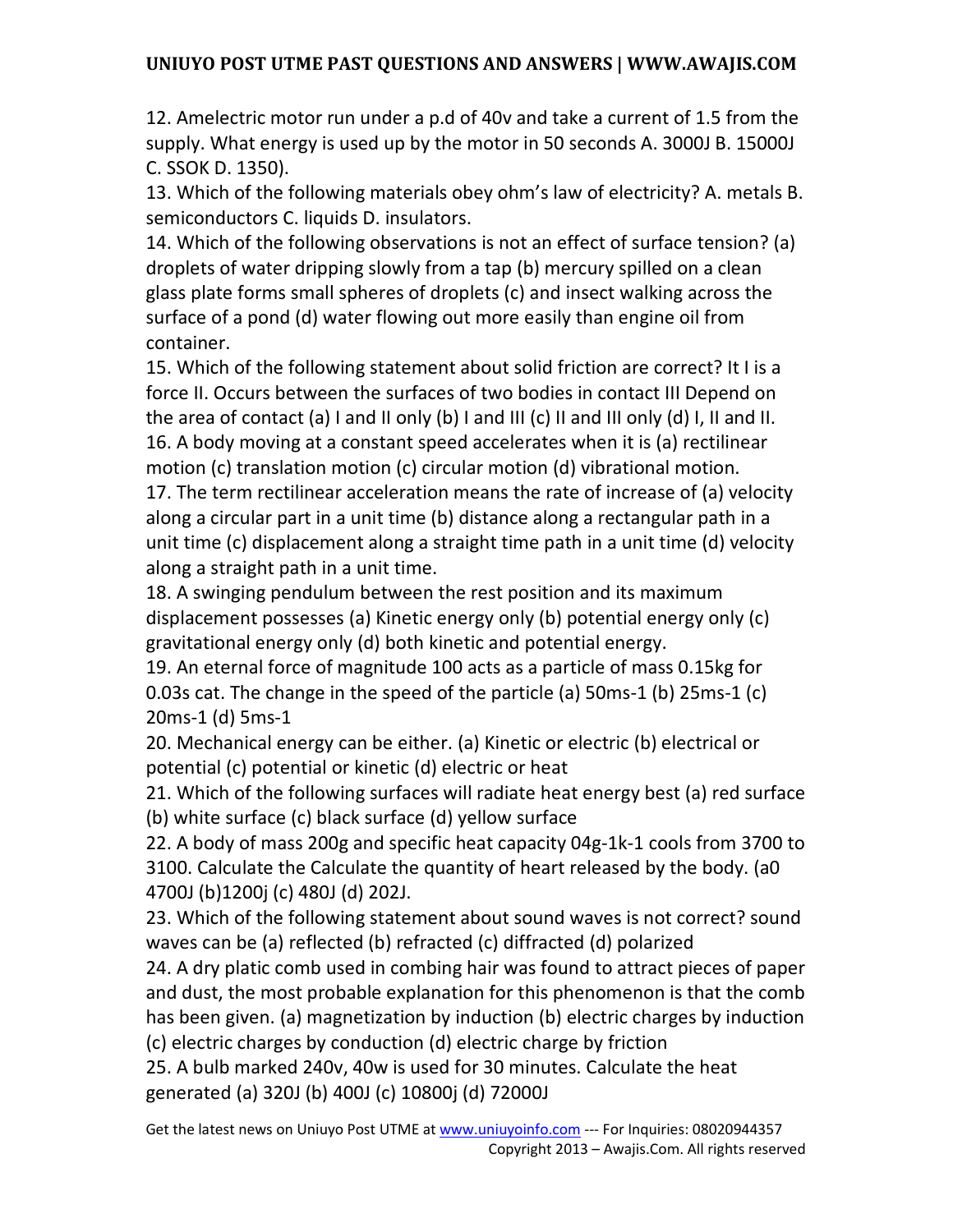12. Amelectric motor run under a p.d of 40v and take a current of 1.5 from the supply. What energy is used up by the motor in 50 seconds A. 3000J B. 15000J C. SSOK D. 1350).

13. Which of the following materials obey ohm's law of electricity? A. metals B. semiconductors C. liquids D. insulators.

14. Which of the following observations is not an effect of surface tension? (a) droplets of water dripping slowly from a tap (b) mercury spilled on a clean glass plate forms small spheres of droplets (c) and insect walking across the surface of a pond (d) water flowing out more easily than engine oil from container.

15. Which of the following statement about solid friction are correct? It I is a force II. Occurs between the surfaces of two bodies in contact III Depend on the area of contact (a) I and II only (b) I and III (c) II and III only (d) I, II and II.

16. A body moving at a constant speed accelerates when it is (a) rectilinear motion (c) translation motion (c) circular motion (d) vibrational motion.

17. The term rectilinear acceleration means the rate of increase of (a) velocity along a circular part in a unit time (b) distance along a rectangular path in a unit time (c) displacement along a straight time path in a unit time (d) velocity along a straight path in a unit time.

18. A swinging pendulum between the rest position and its maximum displacement possesses (a) Kinetic energy only (b) potential energy only (c) gravitational energy only (d) both kinetic and potential energy.

19. An eternal force of magnitude 100 acts as a particle of mass 0.15kg for 0.03s cat. The change in the speed of the particle (a) 50ms-1 (b) 25ms-1 (c) 20ms-1 (d) 5ms-1

20. Mechanical energy can be either. (a) Kinetic or electric (b) electrical or potential (c) potential or kinetic (d) electric or heat

21. Which of the following surfaces will radiate heat energy best (a) red surface (b) white surface (c) black surface (d) yellow surface

22. A body of mass 200g and specific heat capacity 04g-1k-1 cools from 3700 to 3100. Calculate the Calculate the quantity of heart released by the body. (a0 4700J (b)1200j (c) 480J (d) 202J.

23. Which of the following statement about sound waves is not correct? sound waves can be (a) reflected (b) refracted (c) diffracted (d) polarized

24. A dry platic comb used in combing hair was found to attract pieces of paper and dust, the most probable explanation for this phenomenon is that the comb has been given. (a) magnetization by induction (b) electric charges by induction (c) electric charges by conduction (d) electric charge by friction

25. A bulb marked 240v, 40w is used for 30 minutes. Calculate the heat generated (a) 320J (b) 400J (c) 10800j (d) 72000J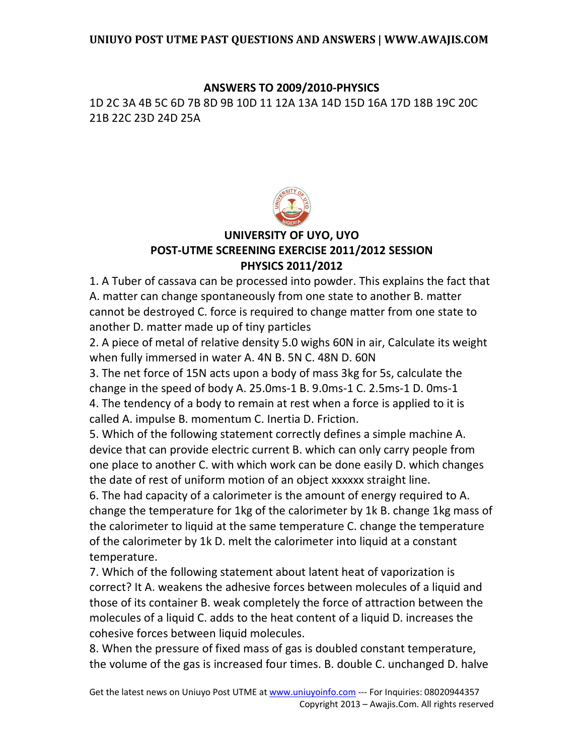## ANSWERS TO 2009/2010-PHYSICS

1D 2C 3A 4B 5C 6D 7B 8D 9B 10D 11 12A 13A 14D 15D 16A 17D 18B 19C 20C 21B 22C 23D 24D 25A

## UNIVERSITY OF UYO, UYO
## POST-UTME SCREENING EXERCISE 2011/2012 SESSION
## PHYSICS 2011/2012

1. A Tuber of cassava can be processed into powder. This explains the fact that A. matter can change spontaneously from one state to another B. matter cannot be destroyed C. force is required to change matter from one state to another D. matter made up of tiny particles

2. A piece of metal of relative density 5.0 wighs 60N in air, Calculate its weight when fully immersed in water A. 4N B. 5N C. 48N D. 60N

3. The net force of 15N acts upon a body of mass 3kg for 5s, calculate the change in the speed of body A. 25.0ms-1 B. 9.0ms-1 C. 2.5ms-1 D. 0ms-1

4. The tendency of a body to remain at rest when a force is applied to it is called A. impulse B. momentum C. Inertia D. Friction.

5. Which of the following statement correctly defines a simple machine A. device that can provide electric current B. which can only carry people from one place to another C. with which work can be done easily D. which changes the date of rest of uniform motion of an object xxxxxx straight line.

6. The had capacity of a calorimeter is the amount of energy required to A. change the temperature for 1kg of the calorimeter by 1k B. change 1kg mass of the calorimeter to liquid at the same temperature C. change the temperature of the calorimeter by 1k D. melt the calorimeter into liquid at a constant temperature.

7. Which of the following statement about latent heat of vaporization is correct? It A. weakens the adhesive forces between molecules of a liquid and those of its container B. weak completely the force of attraction between the molecules of a liquid C. adds to the heat content of a liquid D. increases the cohesive forces between liquid molecules.

8. When the pressure of fixed mass of gas is doubled constant temperature, the volume of the gas is increased four times. B. double C. unchanged D. halve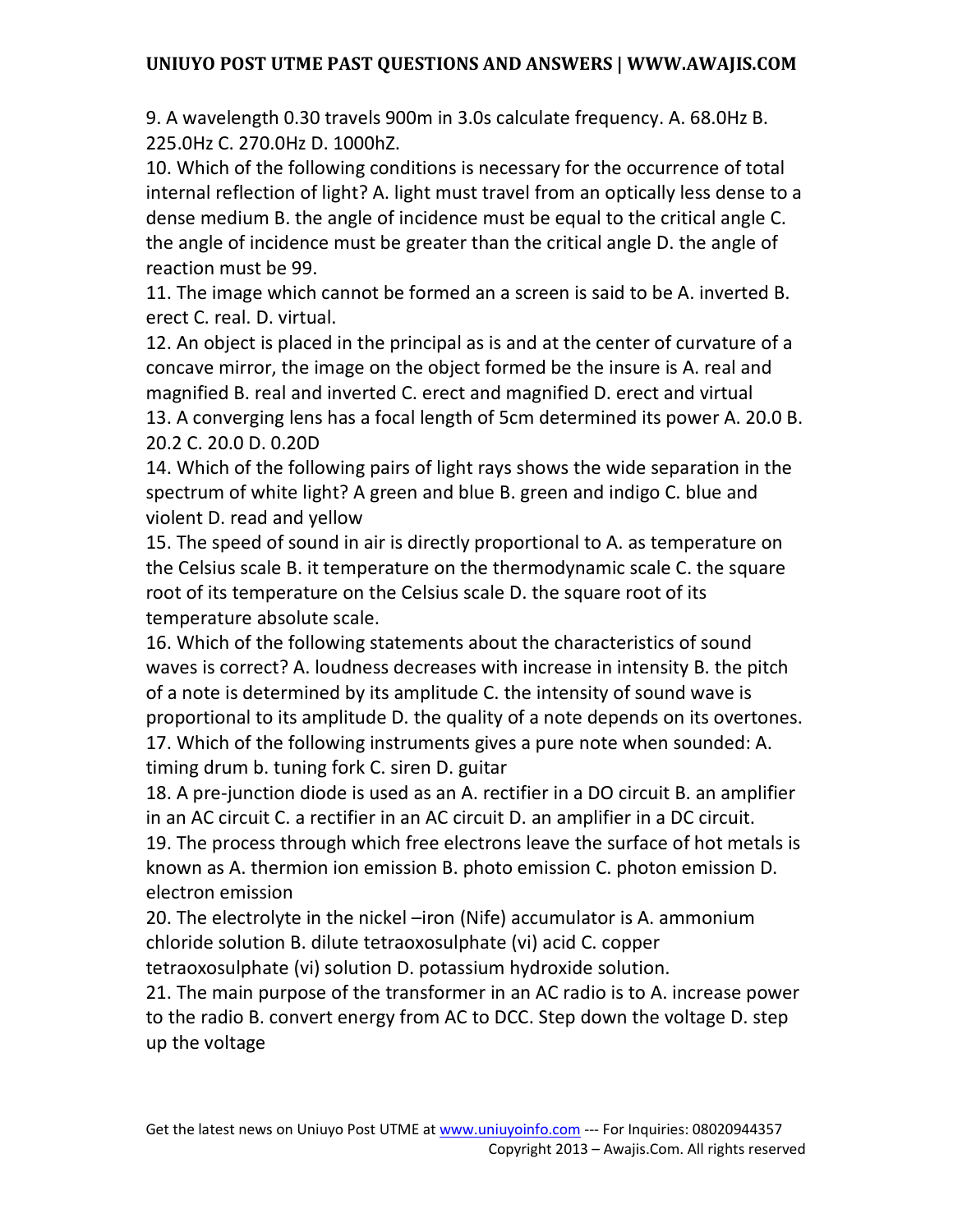9. A wavelength 0.30 travels 900m in 3.0s calculate frequency. A. 68.0Hz B. 225.0Hz C. 270.0Hz D. 1000hZ.

10. Which of the following conditions is necessary for the occurrence of total internal reflection of light? A. light must travel from an optically less dense to a dense medium B. the angle of incidence must be equal to the critical angle C. the angle of incidence must be greater than the critical angle D. the angle of reaction must be 99.

11. The image which cannot be formed an a screen is said to be A. inverted B. erect C. real. D. virtual.

12. An object is placed in the principal as is and at the center of curvature of a concave mirror, the image on the object formed be the insure is A. real and magnified B. real and inverted C. erect and magnified D. erect and virtual

13. A converging lens has a focal length of 5cm determined its power A. 20.0 B. 20.2 C. 20.0 D. 0.20D

14. Which of the following pairs of light rays shows the wide separation in the spectrum of white light? A green and blue B. green and indigo C. blue and violent D. read and yellow

15. The speed of sound in air is directly proportional to A. as temperature on the Celsius scale B. it temperature on the thermodynamic scale C. the square root of its temperature on the Celsius scale D. the square root of its temperature absolute scale.

16. Which of the following statements about the characteristics of sound waves is correct? A. loudness decreases with increase in intensity B. the pitch of a note is determined by its amplitude C. the intensity of sound wave is proportional to its amplitude D. the quality of a note depends on its overtones.

17. Which of the following instruments gives a pure note when sounded: A. timing drum b. tuning fork C. siren D. guitar

18. A pre-junction diode is used as an A. rectifier in a DO circuit B. an amplifier in an AC circuit C. a rectifier in an AC circuit D. an amplifier in a DC circuit.

19. The process through which free electrons leave the surface of hot metals is known as A. thermion ion emission B. photo emission C. photon emission D. electron emission

20. The electrolyte in the nickel –iron (Nife) accumulator is A. ammonium chloride solution B. dilute tetraoxosulphate (vi) acid C. copper tetraoxosulphate (vi) solution D. potassium hydroxide solution.

21. The main purpose of the transformer in an AC radio is to A. increase power to the radio B. convert energy from AC to DCC. Step down the voltage D. step up the voltage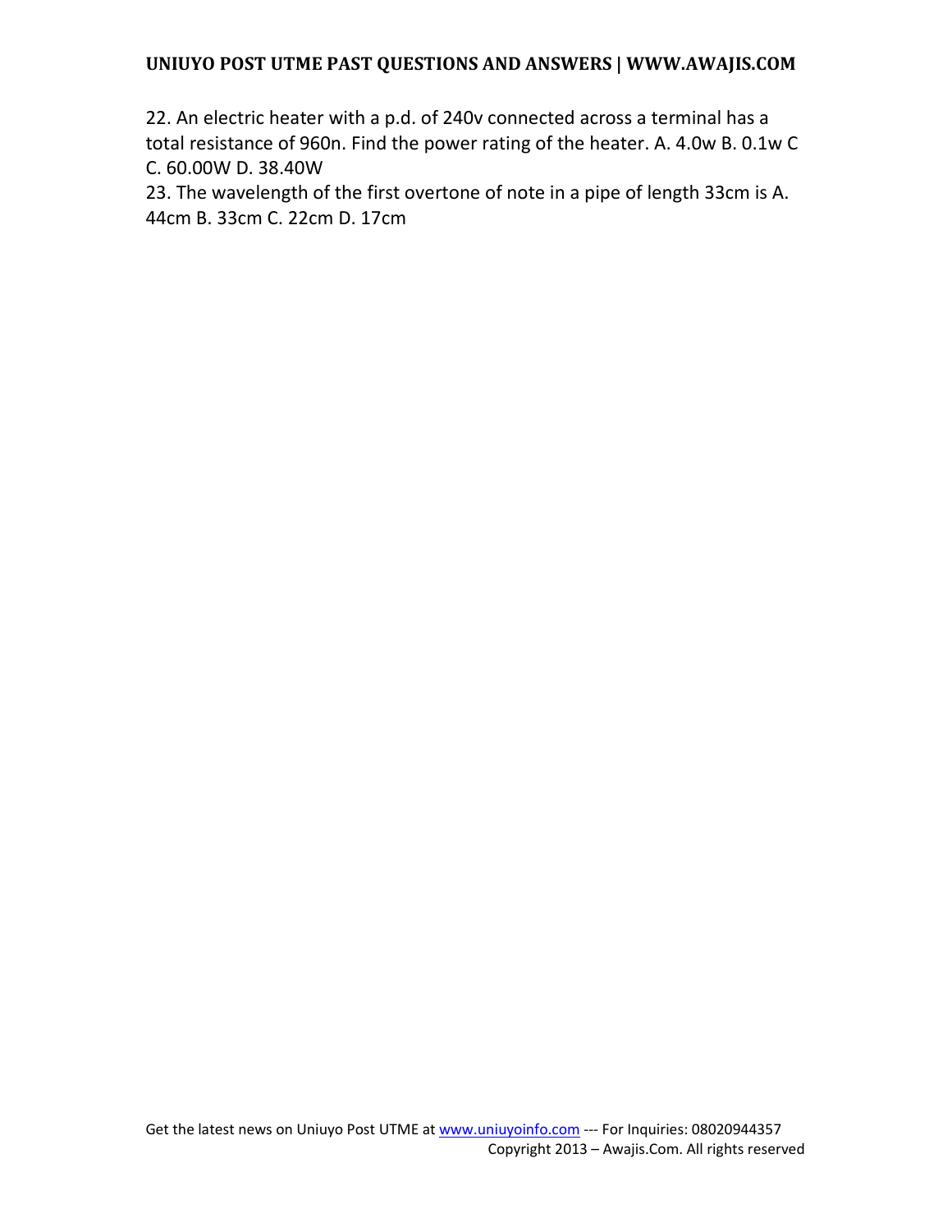22. An electric heater with a p.d. of 240v connected across a terminal has a total resistance of 960n. Find the power rating of the heater. A. 4.0w B. 0.1w C C. 60.00W D. 38.40W

23. The wavelength of the first overtone of note in a pipe of length 33cm is A. 44cm B. 33cm C. 22cm D. 17cm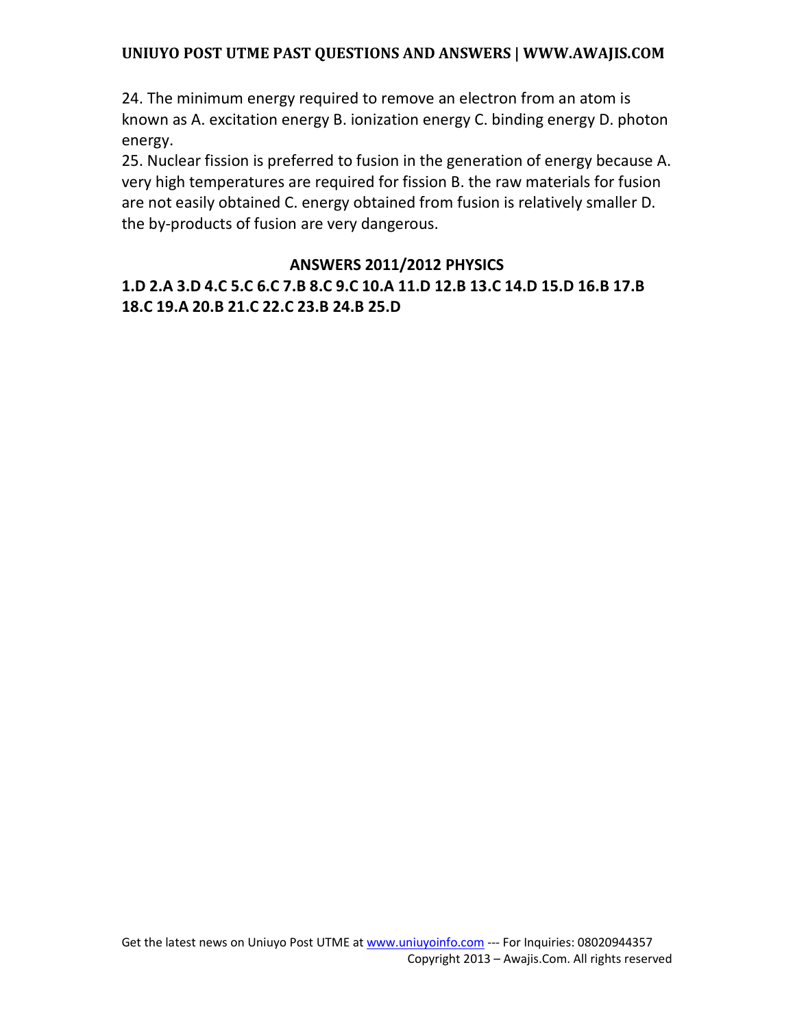24. The minimum energy required to remove an electron from an atom is known as A. excitation energy B. ionization energy C. binding energy D. photon energy.

25. Nuclear fission is preferred to fusion in the generation of energy because A. very high temperatures are required for fission B. the raw materials for fusion are not easily obtained C. energy obtained from fusion is relatively smaller D. the by-products of fusion are very dangerous.

## ANSWERS 2011/2012 PHYSICS

**1.D 2.A 3.D 4.C 5.C 6.C 7.B 8.C 9.C 10.A 11.D 12.B 13.C 14.D 15.D 16.B 17.B 18.C 19.A 20.B 21.C 22.C 23.B 24.B 25.D**